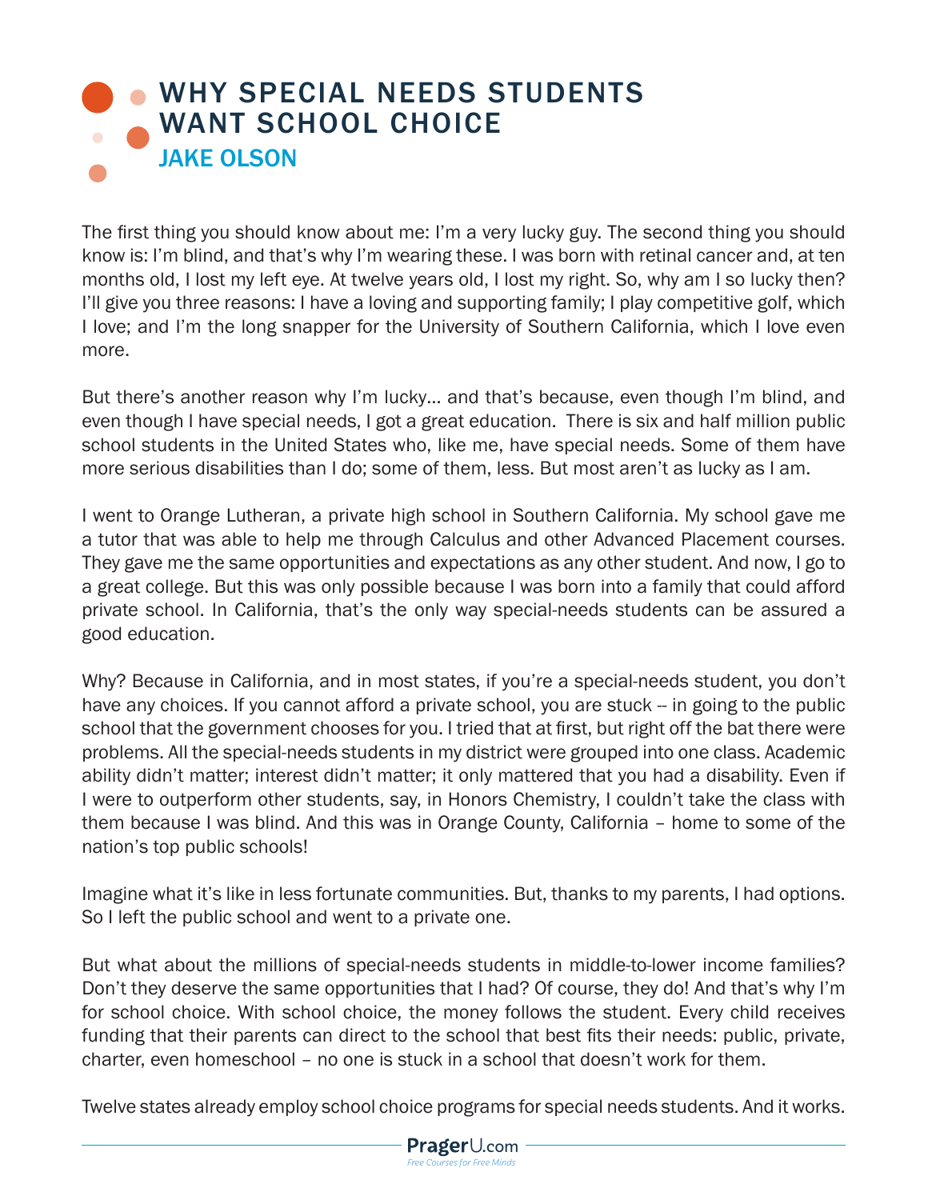# WHY SPECIAL NEEDS STUDENTS WANT SCHOOL CHOICE

## JAKE OLSON

The first thing you should know about me: I'm a very lucky guy. The second thing you should know is: I'm blind, and that's why I'm wearing these. I was born with retinal cancer and, at ten months old, I lost my left eye. At twelve years old, I lost my right. So, why am I so lucky then? I'll give you three reasons: I have a loving and supporting family; I play competitive golf, which I love; and I'm the long snapper for the University of Southern California, which I love even more.

But there's another reason why I'm lucky... and that's because, even though I'm blind, and even though I have special needs, I got a great education. There is six and half million public school students in the United States who, like me, have special needs. Some of them have more serious disabilities than I do; some of them, less. But most aren't as lucky as I am.

I went to Orange Lutheran, a private high school in Southern California. My school gave me a tutor that was able to help me through Calculus and other Advanced Placement courses. They gave me the same opportunities and expectations as any other student. And now, I go to a great college. But this was only possible because I was born into a family that could afford private school. In California, that's the only way special-needs students can be assured a good education.

Why? Because in California, and in most states, if you're a special-needs student, you don't have any choices. If you cannot afford a private school, you are stuck -- in going to the public school that the government chooses for you. I tried that at first, but right off the bat there were problems. All the special-needs students in my district were grouped into one class. Academic ability didn't matter; interest didn't matter; it only mattered that you had a disability. Even if I were to outperform other students, say, in Honors Chemistry, I couldn't take the class with them because I was blind. And this was in Orange County, California – home to some of the nation's top public schools!

Imagine what it's like in less fortunate communities. But, thanks to my parents, I had options. So I left the public school and went to a private one.

But what about the millions of special-needs students in middle-to-lower income families? Don't they deserve the same opportunities that I had? Of course, they do! And that's why I'm for school choice. With school choice, the money follows the student. Every child receives funding that their parents can direct to the school that best fits their needs: public, private, charter, even homeschool – no one is stuck in a school that doesn't work for them.

Twelve states already employ school choice programs for special needs students. And it works.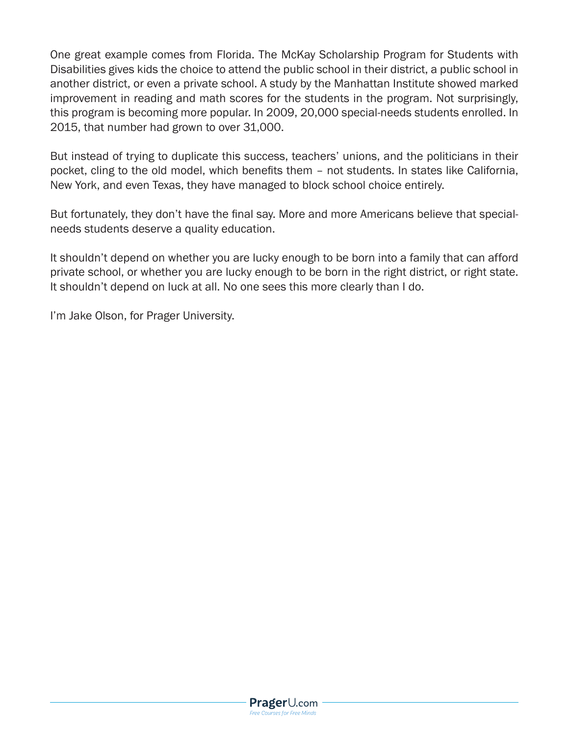One great example comes from Florida. The McKay Scholarship Program for Students with Disabilities gives kids the choice to attend the public school in their district, a public school in another district, or even a private school. A study by the Manhattan Institute showed marked improvement in reading and math scores for the students in the program. Not surprisingly, this program is becoming more popular. In 2009, 20,000 special-needs students enrolled. In 2015, that number had grown to over 31,000.

But instead of trying to duplicate this success, teachers' unions, and the politicians in their pocket, cling to the old model, which benefits them – not students. In states like California, New York, and even Texas, they have managed to block school choice entirely.

But fortunately, they don't have the final say. More and more Americans believe that special-needs students deserve a quality education.

It shouldn't depend on whether you are lucky enough to be born into a family that can afford private school, or whether you are lucky enough to be born in the right district, or right state. It shouldn't depend on luck at all. No one sees this more clearly than I do.

I'm Jake Olson, for Prager University.